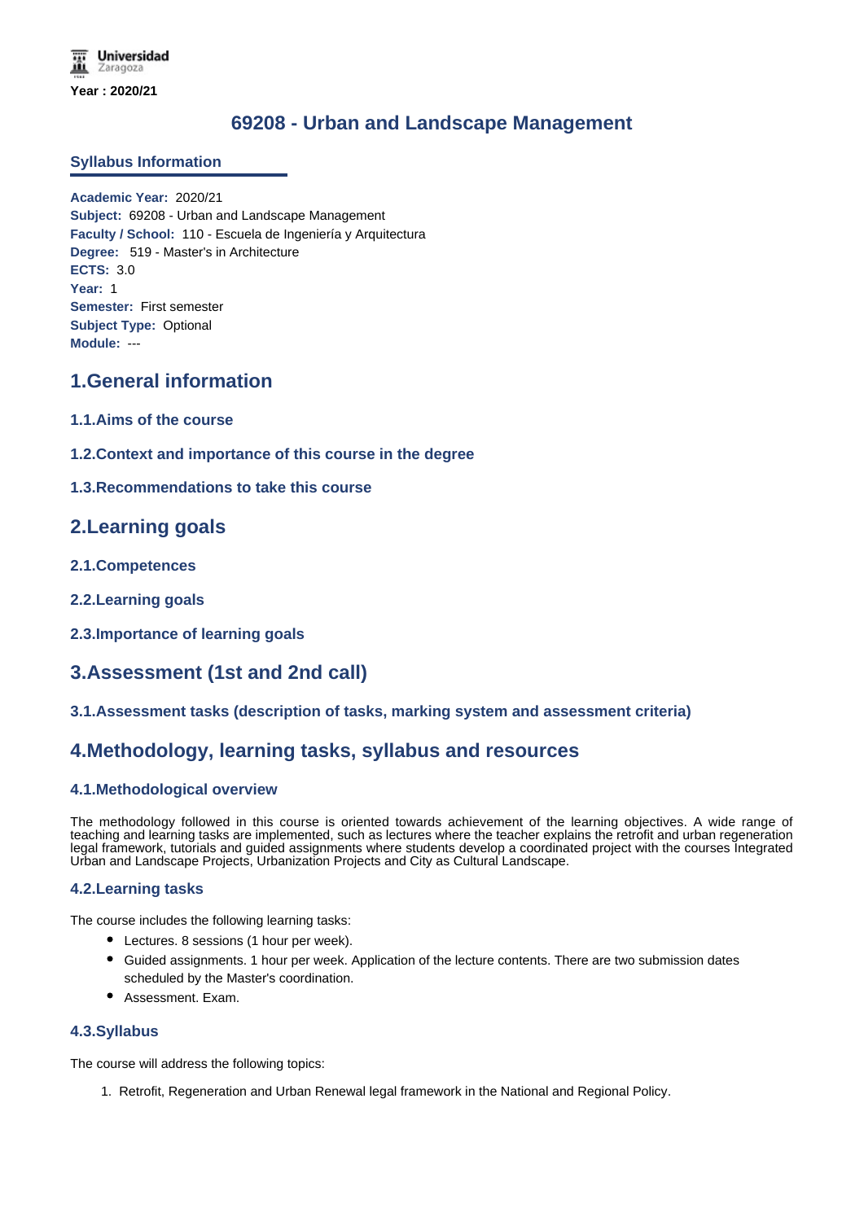Year : 2020/21

# 69208 - Urban and Landscape Management

## Syllabus Information

**Academic Year:** 2020/21
**Subject:** 69208 - Urban and Landscape Management
**Faculty / School:** 110 - Escuela de Ingeniería y Arquitectura
**Degree:** 519 - Master's in Architecture
**ECTS:** 3.0
**Year:** 1
**Semester:** First semester
**Subject Type:** Optional
**Module:** ---

## 1.General information

### 1.1.Aims of the course

### 1.2.Context and importance of this course in the degree

### 1.3.Recommendations to take this course

## 2.Learning goals

### 2.1.Competences

### 2.2.Learning goals

### 2.3.Importance of learning goals

## 3.Assessment (1st and 2nd call)

### 3.1.Assessment tasks (description of tasks, marking system and assessment criteria)

## 4.Methodology, learning tasks, syllabus and resources

### 4.1.Methodological overview

The methodology followed in this course is oriented towards achievement of the learning objectives. A wide range of teaching and learning tasks are implemented, such as lectures where the teacher explains the retrofit and urban regeneration legal framework, tutorials and guided assignments where students develop a coordinated project with the courses Integrated Urban and Landscape Projects, Urbanization Projects and City as Cultural Landscape.

### 4.2.Learning tasks

The course includes the following learning tasks:

- Lectures. 8 sessions (1 hour per week).
- Guided assignments. 1 hour per week. Application of the lecture contents. There are two submission dates scheduled by the Master's coordination.
- Assessment. Exam.

### 4.3.Syllabus

The course will address the following topics:

1. Retrofit, Regeneration and Urban Renewal legal framework in the National and Regional Policy.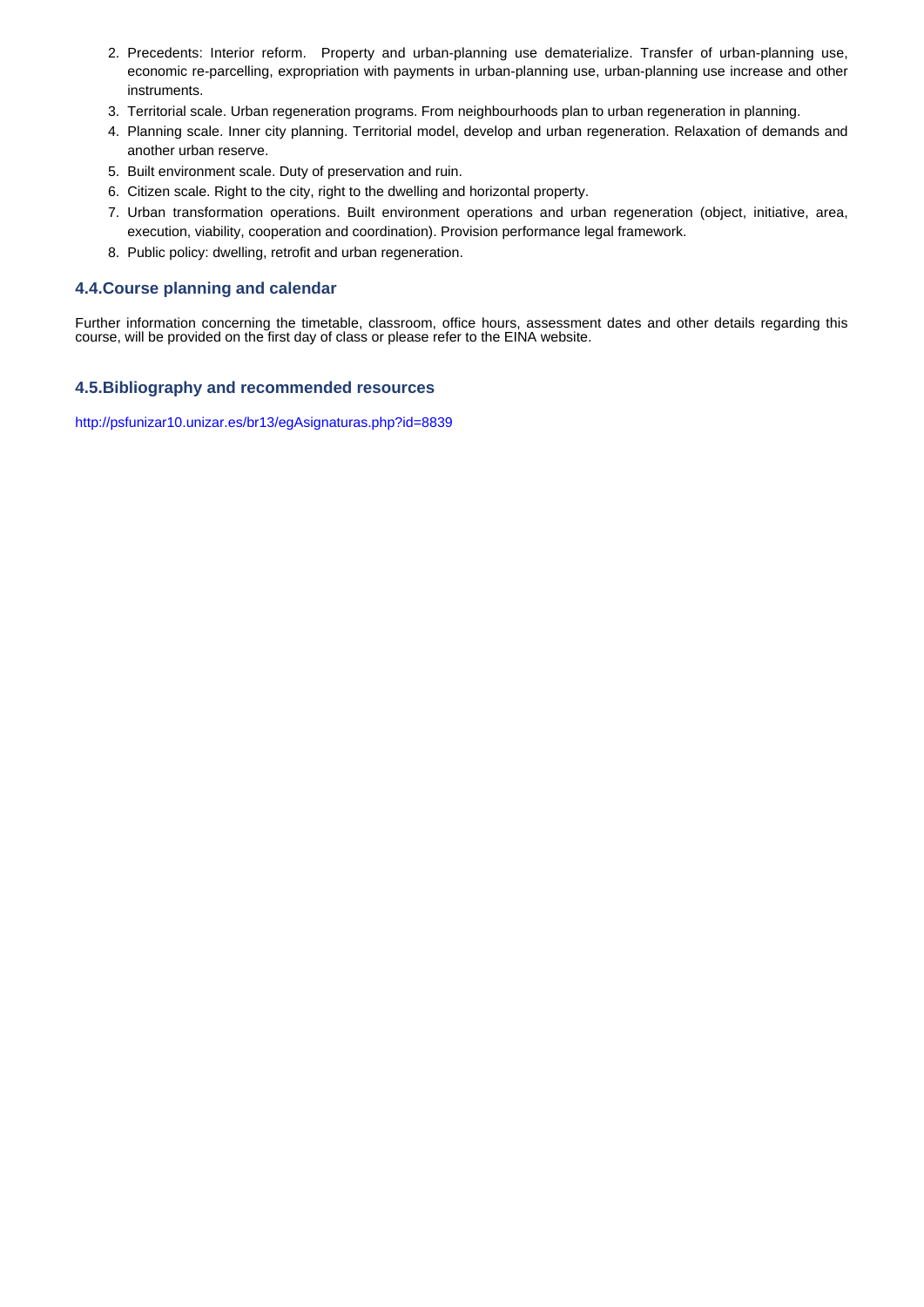2. Precedents: Interior reform. Property and urban-planning use dematerialize. Transfer of urban-planning use, economic re-parcelling, expropriation with payments in urban-planning use, urban-planning use increase and other instruments.
3. Territorial scale. Urban regeneration programs. From neighbourhoods plan to urban regeneration in planning.
4. Planning scale. Inner city planning. Territorial model, develop and urban regeneration. Relaxation of demands and another urban reserve.
5. Built environment scale. Duty of preservation and ruin.
6. Citizen scale. Right to the city, right to the dwelling and horizontal property.
7. Urban transformation operations. Built environment operations and urban regeneration (object, initiative, area, execution, viability, cooperation and coordination). Provision performance legal framework.
8. Public policy: dwelling, retrofit and urban regeneration.

### 4.4.Course planning and calendar

Further information concerning the timetable, classroom, office hours, assessment dates and other details regarding this course, will be provided on the first day of class or please refer to the EINA website.

### 4.5.Bibliography and recommended resources

http://psfunizar10.unizar.es/br13/egAsignaturas.php?id=8839